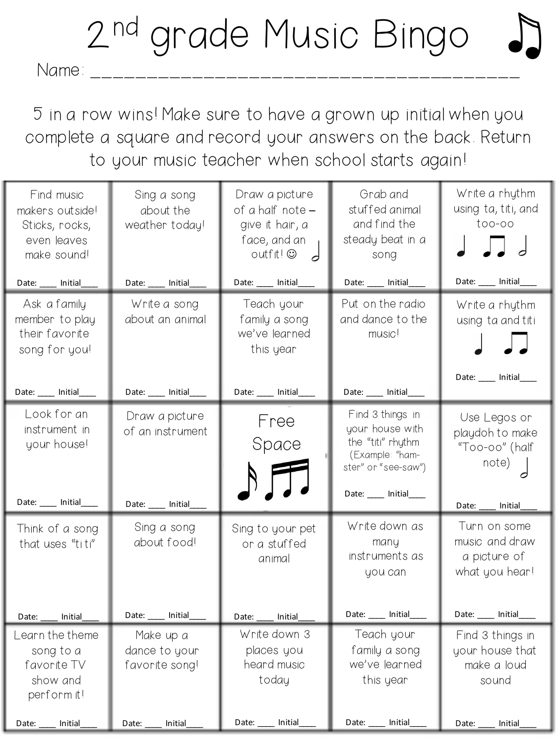# 2nd grade Music Bingo ♫

Name: ________________________________________

5 in a row wins! Make sure to have a grown up initial when you complete a square and record your answers on the back. Return to your music teacher when school starts again!

| | | | | |
|---|---|---|---|---|
| Find music makers outside! Sticks, rocks, even leaves make sound! Date: ____ Initial____ | Sing a song about the weather today! Date: ____ Initial____ | Draw a picture of a half note – give it hair, a face, and an outfit! ☺ 𝅗𝅥 Date: ____ Initial____ | Grab and stuffed animal and find the steady beat in a song Date: ____ Initial____ | Write a rhythm using ta, titi, and too-oo ♩ ♫ 𝅗𝅥 Date: ____ Initial____ |
| Ask a family member to play their favorite song for you! Date: ____ Initial____ | Write a song about an animal Date: ____ Initial____ | Teach your family a song we've learned this year Date: ____ Initial____ | Put on the radio and dance to the music! Date: ____ Initial____ | Write a rhythm using ta and titi ♩ ♫ Date: ____ Initial____ |
| Look for an instrument in your house! Date: ____ Initial____ | Draw a picture of an instrument Date: ____ Initial____ | Free Space | Find 3 things in your house with the "titi" rhythm (Example: "ham-ster" or "see-saw") Date: ____ Initial____ | Use Legos or playdoh to make "Too-oo" (half note) 𝅗𝅥 Date: ____ Initial____ |
| Think of a song that uses "ti ti" Date: ____ Initial____ | Sing a song about food! Date: ____ Initial____ | Sing to your pet or a stuffed animal Date: ____ Initial____ | Write down as many instruments as you can Date: ____ Initial____ | Turn on some music and draw a picture of what you hear! Date: ____ Initial____ |
| Learn the theme song to a favorite TV show and perform it! Date: ____ Initial____ | Make up a dance to your favorite song! Date: ____ Initial____ | Write down 3 places you heard music today Date: ____ Initial____ | Teach your family a song we've learned this year Date: ____ Initial____ | Find 3 things in your house that make a loud sound Date: ____ Initial____ |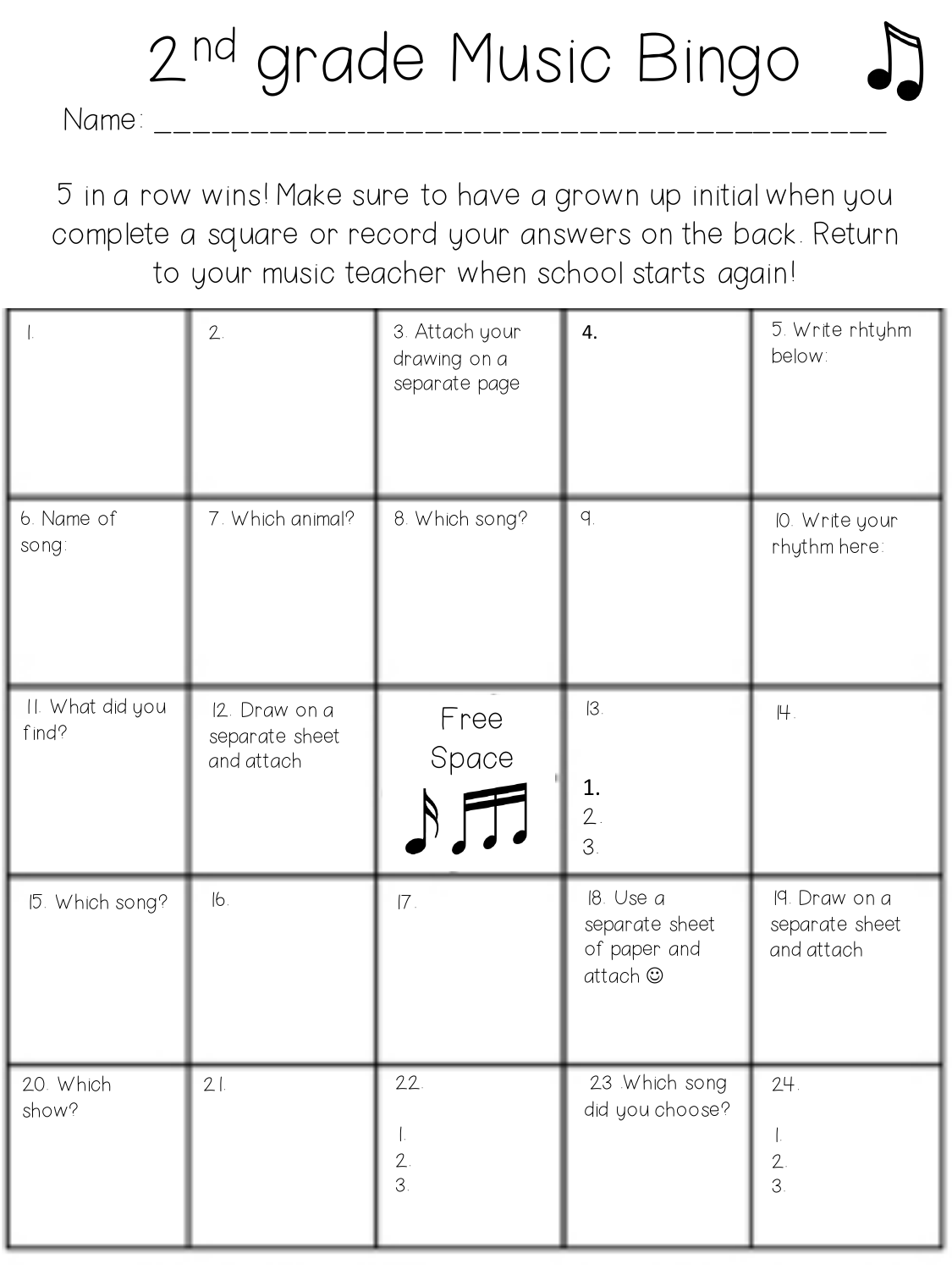# 2nd grade Music Bingo ♫

Name: ________________________________________

5 in a row wins! Make sure to have a grown up initial when you complete a square or record your answers on the back. Return to your music teacher when school starts again!

| | | | | |
|---|---|---|---|---|
| 1. | 2. | 3. Attach your drawing on a separate page | 4. | 5. Write rhtyhm below: |
| 6. Name of song: | 7. Which animal? | 8. Which song? | 9. | 10. Write your rhythm here: |
| 11. What did you find? | 12. Draw on a separate sheet and attach | Free Space | 13. 1. 2. 3. | 14. |
| 15. Which song? | 16. | 17. | 18. Use a separate sheet of paper and attach ☺ | 19. Draw on a separate sheet and attach |
| 20. Which show? | 21. | 22. 1. 2. 3. | 23. Which song did you choose? | 24. 1. 2. 3. |